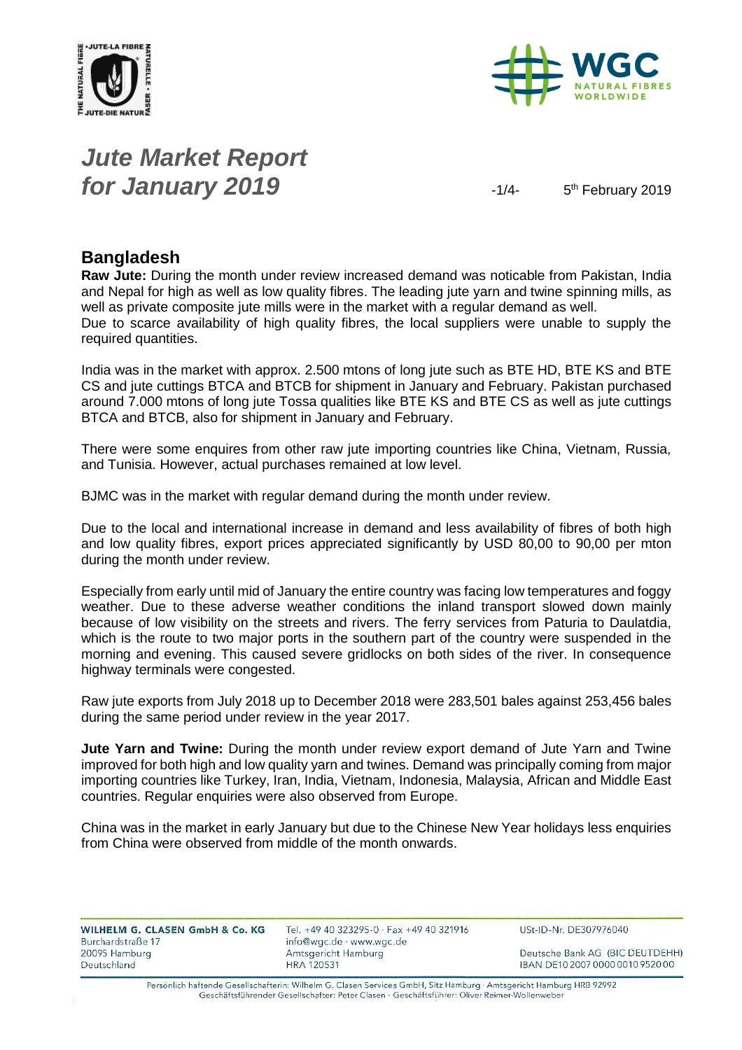# *Jute Market Report for January 2019*

5th February 2019

## Bangladesh

**Raw Jute:** During the month under review increased demand was noticable from Pakistan, India and Nepal for high as well as low quality fibres. The leading jute yarn and twine spinning mills, as well as private composite jute mills were in the market with a regular demand as well. Due to scarce availability of high quality fibres, the local suppliers were unable to supply the required quantities.

India was in the market with approx. 2.500 mtons of long jute such as BTE HD, BTE KS and BTE CS and jute cuttings BTCA and BTCB for shipment in January and February. Pakistan purchased around 7.000 mtons of long jute Tossa qualities like BTE KS and BTE CS as well as jute cuttings BTCA and BTCB, also for shipment in January and February.

There were some enquires from other raw jute importing countries like China, Vietnam, Russia, and Tunisia. However, actual purchases remained at low level.

BJMC was in the market with regular demand during the month under review.

Due to the local and international increase in demand and less availability of fibres of both high and low quality fibres, export prices appreciated significantly by USD 80,00 to 90,00 per mton during the month under review.

Especially from early until mid of January the entire country was facing low temperatures and foggy weather. Due to these adverse weather conditions the inland transport slowed down mainly because of low visibility on the streets and rivers. The ferry services from Paturia to Daulatdia, which is the route to two major ports in the southern part of the country were suspended in the morning and evening. This caused severe gridlocks on both sides of the river. In consequence highway terminals were congested.

Raw jute exports from July 2018 up to December 2018 were 283,501 bales against 253,456 bales during the same period under review in the year 2017.

**Jute Yarn and Twine:** During the month under review export demand of Jute Yarn and Twine improved for both high and low quality yarn and twines. Demand was principally coming from major importing countries like Turkey, Iran, India, Vietnam, Indonesia, Malaysia, African and Middle East countries. Regular enquiries were also observed from Europe.

China was in the market in early January but due to the Chinese New Year holidays less enquiries from China were observed from middle of the month onwards.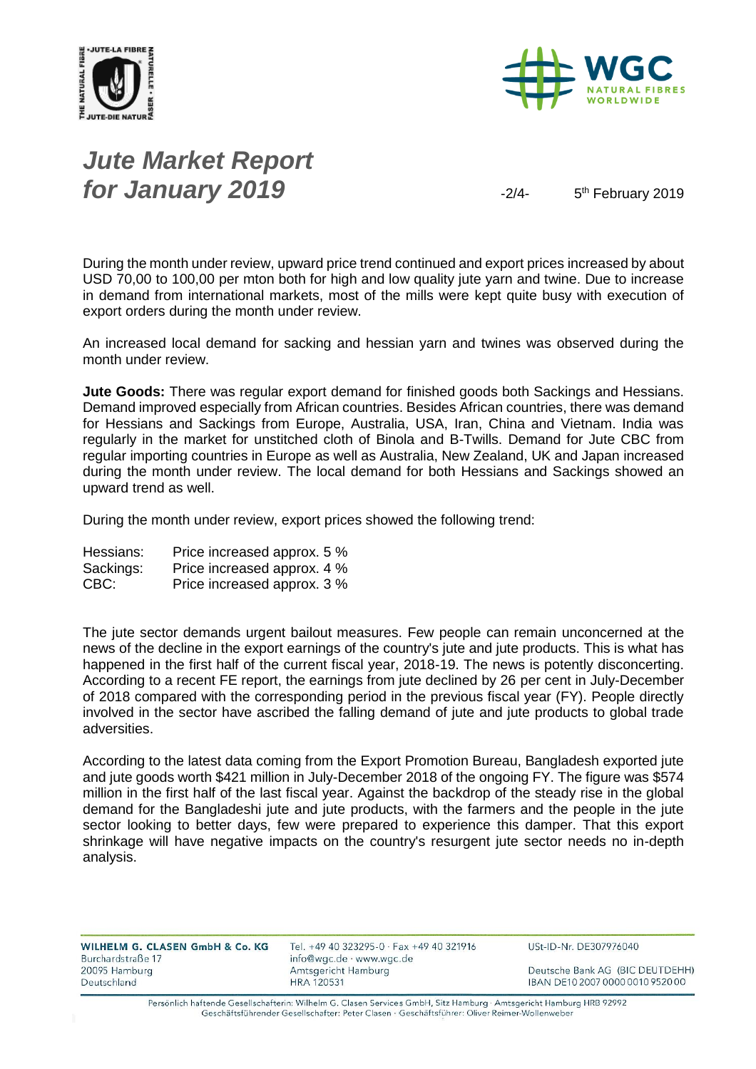During the month under review, upward price trend continued and export prices increased by about USD 70,00 to 100,00 per mton both for high and low quality jute yarn and twine. Due to increase in demand from international markets, most of the mills were kept quite busy with execution of export orders during the month under review.

An increased local demand for sacking and hessian yarn and twines was observed during the month under review.

**Jute Goods:** There was regular export demand for finished goods both Sackings and Hessians. Demand improved especially from African countries. Besides African countries, there was demand for Hessians and Sackings from Europe, Australia, USA, Iran, China and Vietnam. India was regularly in the market for unstitched cloth of Binola and B-Twills. Demand for Jute CBC from regular importing countries in Europe as well as Australia, New Zealand, UK and Japan increased during the month under review. The local demand for both Hessians and Sackings showed an upward trend as well.

During the month under review, export prices showed the following trend:

| | |
|---|---|
| Hessians: | Price increased approx. 5 % |
| Sackings: | Price increased approx. 4 % |
| CBC: | Price increased approx. 3 % |

The jute sector demands urgent bailout measures. Few people can remain unconcerned at the news of the decline in the export earnings of the country's jute and jute products. This is what has happened in the first half of the current fiscal year, 2018-19. The news is potently disconcerting. According to a recent FE report, the earnings from jute declined by 26 per cent in July-December of 2018 compared with the corresponding period in the previous fiscal year (FY). People directly involved in the sector have ascribed the falling demand of jute and jute products to global trade adversities.

According to the latest data coming from the Export Promotion Bureau, Bangladesh exported jute and jute goods worth $421 million in July-December 2018 of the ongoing FY. The figure was $574 million in the first half of the last fiscal year. Against the backdrop of the steady rise in the global demand for the Bangladeshi jute and jute products, with the farmers and the people in the jute sector looking to better days, few were prepared to experience this damper. That this export shrinkage will have negative impacts on the country's resurgent jute sector needs no in-depth analysis.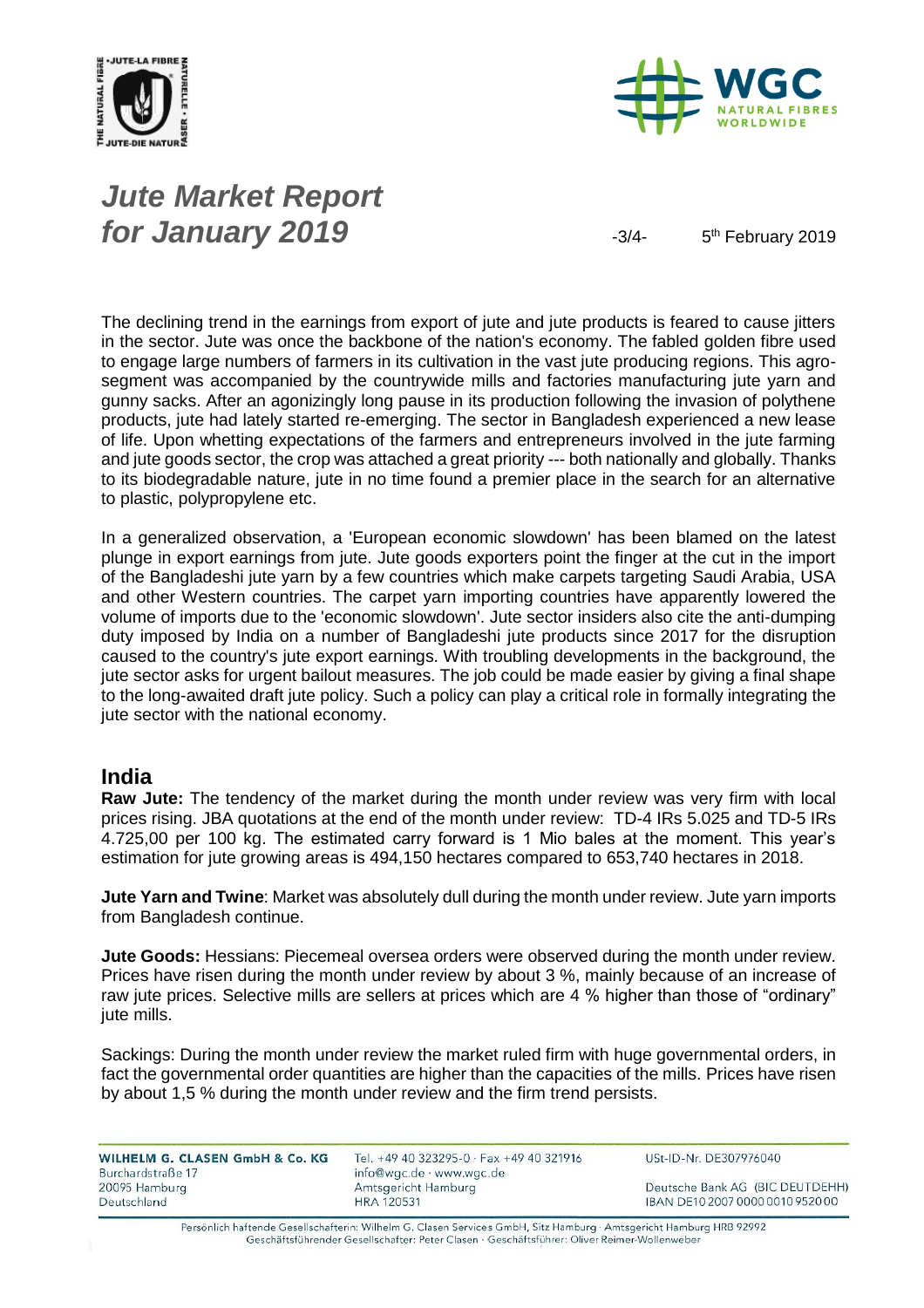The declining trend in the earnings from export of jute and jute products is feared to cause jitters in the sector. Jute was once the backbone of the nation's economy. The fabled golden fibre used to engage large numbers of farmers in its cultivation in the vast jute producing regions. This agro-segment was accompanied by the countrywide mills and factories manufacturing jute yarn and gunny sacks. After an agonizingly long pause in its production following the invasion of polythene products, jute had lately started re-emerging. The sector in Bangladesh experienced a new lease of life. Upon whetting expectations of the farmers and entrepreneurs involved in the jute farming and jute goods sector, the crop was attached a great priority --- both nationally and globally. Thanks to its biodegradable nature, jute in no time found a premier place in the search for an alternative to plastic, polypropylene etc.

In a generalized observation, a 'European economic slowdown' has been blamed on the latest plunge in export earnings from jute. Jute goods exporters point the finger at the cut in the import of the Bangladeshi jute yarn by a few countries which make carpets targeting Saudi Arabia, USA and other Western countries. The carpet yarn importing countries have apparently lowered the volume of imports due to the 'economic slowdown'. Jute sector insiders also cite the anti-dumping duty imposed by India on a number of Bangladeshi jute products since 2017 for the disruption caused to the country's jute export earnings. With troubling developments in the background, the jute sector asks for urgent bailout measures. The job could be made easier by giving a final shape to the long-awaited draft jute policy. Such a policy can play a critical role in formally integrating the jute sector with the national economy.

## India

**Raw Jute:** The tendency of the market during the month under review was very firm with local prices rising. JBA quotations at the end of the month under review: TD-4 IRs 5.025 and TD-5 IRs 4.725,00 per 100 kg. The estimated carry forward is 1 Mio bales at the moment. This year's estimation for jute growing areas is 494,150 hectares compared to 653,740 hectares in 2018.

**Jute Yarn and Twine**: Market was absolutely dull during the month under review. Jute yarn imports from Bangladesh continue.

**Jute Goods:** Hessians: Piecemeal oversea orders were observed during the month under review. Prices have risen during the month under review by about 3 %, mainly because of an increase of raw jute prices. Selective mills are sellers at prices which are 4 % higher than those of "ordinary" jute mills.

Sackings: During the month under review the market ruled firm with huge governmental orders, in fact the governmental order quantities are higher than the capacities of the mills. Prices have risen by about 1,5 % during the month under review and the firm trend persists.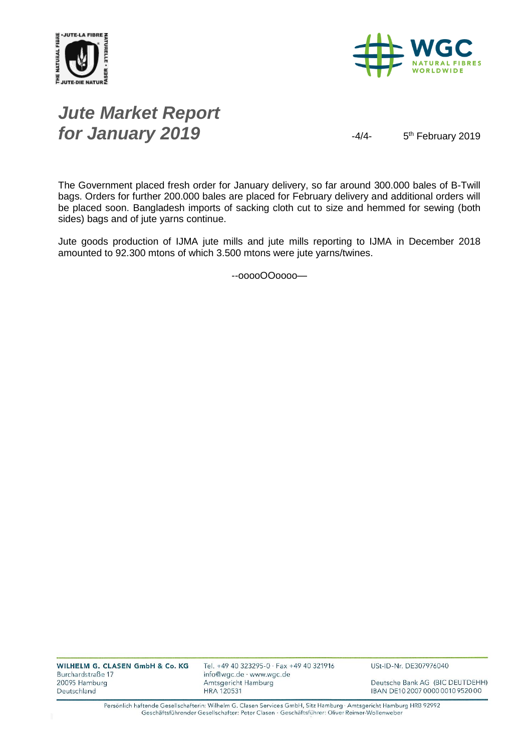# *Jute Market Report for January 2019*

5th February 2019

The Government placed fresh order for January delivery, so far around 300.000 bales of B-Twill bags. Orders for further 200.000 bales are placed for February delivery and additional orders will be placed soon. Bangladesh imports of sacking cloth cut to size and hemmed for sewing (both sides) bags and of jute yarns continue.

Jute goods production of IJMA jute mills and jute mills reporting to IJMA in December 2018 amounted to 92.300 mtons of which 3.500 mtons were jute yarns/twines.

--ooooOOoooo—